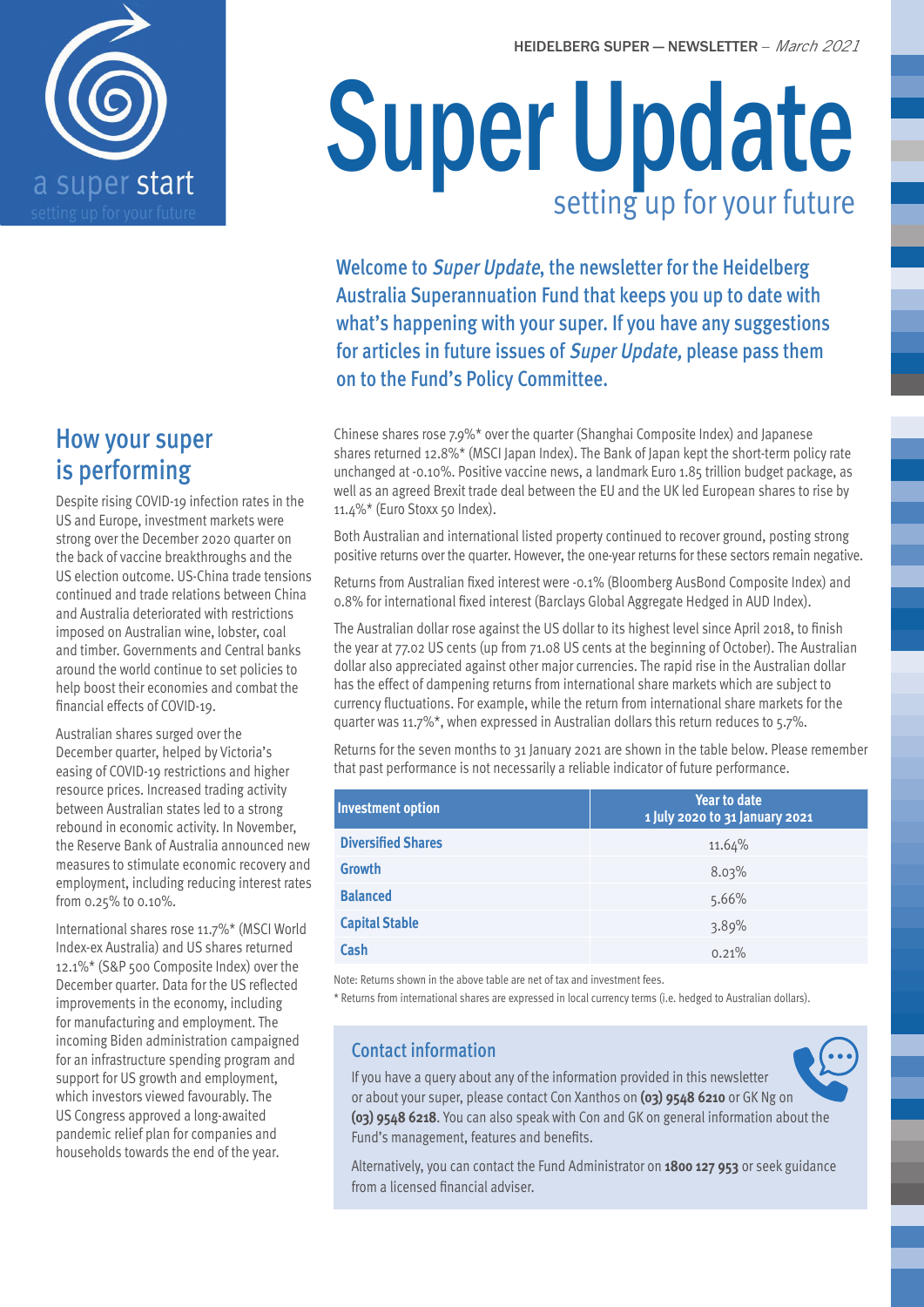a super start

setting up for your future

HEIDELBERG SUPER — NEWSLETTER – *March 2021*

# Super Update

setting up for your future

**Welcome to *Super Update*, the newsletter for the Heidelberg Australia Superannuation Fund that keeps you up to date with what's happening with your super. If you have any suggestions for articles in future issues of *Super Update,* please pass them on to the Fund's Policy Committee.**

## How your super is performing

Despite rising COVID-19 infection rates in the US and Europe, investment markets were strong over the December 2020 quarter on the back of vaccine breakthroughs and the US election outcome. US-China trade tensions continued and trade relations between China and Australia deteriorated with restrictions imposed on Australian wine, lobster, coal and timber. Governments and Central banks around the world continue to set policies to help boost their economies and combat the financial effects of COVID-19.

Australian shares surged over the December quarter, helped by Victoria's easing of COVID-19 restrictions and higher resource prices. Increased trading activity between Australian states led to a strong rebound in economic activity. In November, the Reserve Bank of Australia announced new measures to stimulate economic recovery and employment, including reducing interest rates from 0.25% to 0.10%.

International shares rose 11.7%* (MSCI World Index-ex Australia) and US shares returned 12.1%* (S&P 500 Composite Index) over the December quarter. Data for the US reflected improvements in the economy, including for manufacturing and employment. The incoming Biden administration campaigned for an infrastructure spending program and support for US growth and employment, which investors viewed favourably. The US Congress approved a long-awaited pandemic relief plan for companies and households towards the end of the year.

Chinese shares rose 7.9%* over the quarter (Shanghai Composite Index) and Japanese shares returned 12.8%* (MSCI Japan Index). The Bank of Japan kept the short-term policy rate unchanged at -0.10%. Positive vaccine news, a landmark Euro 1.85 trillion budget package, as well as an agreed Brexit trade deal between the EU and the UK led European shares to rise by 11.4%* (Euro Stoxx 50 Index).

Both Australian and international listed property continued to recover ground, posting strong positive returns over the quarter. However, the one-year returns for these sectors remain negative.

Returns from Australian fixed interest were -0.1% (Bloomberg AusBond Composite Index) and 0.8% for international fixed interest (Barclays Global Aggregate Hedged in AUD Index).

The Australian dollar rose against the US dollar to its highest level since April 2018, to finish the year at 77.02 US cents (up from 71.08 US cents at the beginning of October). The Australian dollar also appreciated against other major currencies. The rapid rise in the Australian dollar has the effect of dampening returns from international share markets which are subject to currency fluctuations. For example, while the return from international share markets for the quarter was 11.7%*, when expressed in Australian dollars this return reduces to 5.7%.

Returns for the seven months to 31 January 2021 are shown in the table below. Please remember that past performance is not necessarily a reliable indicator of future performance.

| Investment option | Year to date 1 July 2020 to 31 January 2021 |
|---|---|
| **Diversified Shares** | 11.64% |
| **Growth** | 8.03% |
| **Balanced** | 5.66% |
| **Capital Stable** | 3.89% |
| **Cash** | 0.21% |

Note: Returns shown in the above table are net of tax and investment fees.

\* Returns from international shares are expressed in local currency terms (i.e. hedged to Australian dollars).

### Contact information

If you have a query about any of the information provided in this newsletter or about your super, please contact Con Xanthos on **(03) 9548 6210** or GK Ng on **(03) 9548 6218**. You can also speak with Con and GK on general information about the Fund's management, features and benefits.

Alternatively, you can contact the Fund Administrator on **1800 127 953** or seek guidance from a licensed financial adviser.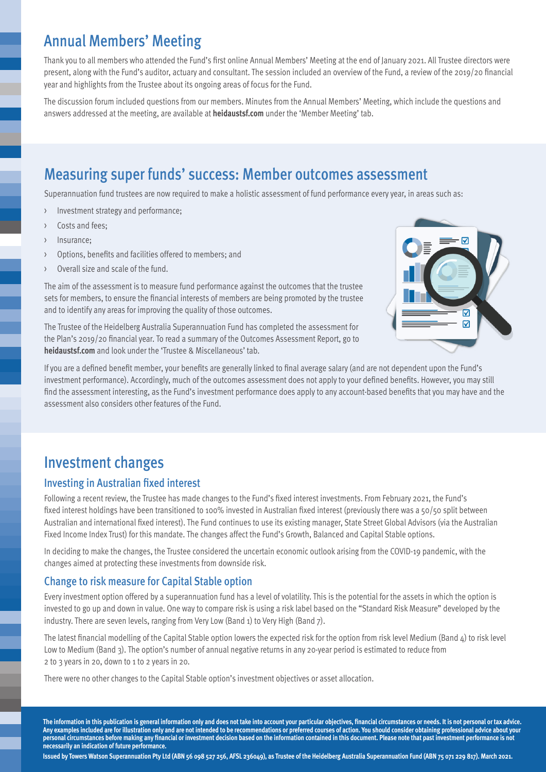## Annual Members' Meeting

Thank you to all members who attended the Fund's first online Annual Members' Meeting at the end of January 2021. All Trustee directors were present, along with the Fund's auditor, actuary and consultant. The session included an overview of the Fund, a review of the 2019/20 financial year and highlights from the Trustee about its ongoing areas of focus for the Fund.

The discussion forum included questions from our members. Minutes from the Annual Members' Meeting, which include the questions and answers addressed at the meeting, are available at **heidaustsf.com** under the 'Member Meeting' tab.

## Measuring super funds' success: Member outcomes assessment

Superannuation fund trustees are now required to make a holistic assessment of fund performance every year, in areas such as:

- Investment strategy and performance;
- Costs and fees;
- Insurance;
- Options, benefits and facilities offered to members; and
- Overall size and scale of the fund.

The aim of the assessment is to measure fund performance against the outcomes that the trustee sets for members, to ensure the financial interests of members are being promoted by the trustee and to identify any areas for improving the quality of those outcomes.

The Trustee of the Heidelberg Australia Superannuation Fund has completed the assessment for the Plan's 2019/20 financial year. To read a summary of the Outcomes Assessment Report, go to **heidaustsf.com** and look under the 'Trustee & Miscellaneous' tab.

If you are a defined benefit member, your benefits are generally linked to final average salary (and are not dependent upon the Fund's investment performance). Accordingly, much of the outcomes assessment does not apply to your defined benefits. However, you may still find the assessment interesting, as the Fund's investment performance does apply to any account-based benefits that you may have and the assessment also considers other features of the Fund.

## Investment changes

### Investing in Australian fixed interest

Following a recent review, the Trustee has made changes to the Fund's fixed interest investments. From February 2021, the Fund's fixed interest holdings have been transitioned to 100% invested in Australian fixed interest (previously there was a 50/50 split between Australian and international fixed interest). The Fund continues to use its existing manager, State Street Global Advisors (via the Australian Fixed Income Index Trust) for this mandate. The changes affect the Fund's Growth, Balanced and Capital Stable options.

In deciding to make the changes, the Trustee considered the uncertain economic outlook arising from the COVID-19 pandemic, with the changes aimed at protecting these investments from downside risk.

### Change to risk measure for Capital Stable option

Every investment option offered by a superannuation fund has a level of volatility. This is the potential for the assets in which the option is invested to go up and down in value. One way to compare risk is using a risk label based on the "Standard Risk Measure" developed by the industry. There are seven levels, ranging from Very Low (Band 1) to Very High (Band 7).

The latest financial modelling of the Capital Stable option lowers the expected risk for the option from risk level Medium (Band 4) to risk level Low to Medium (Band 3). The option's number of annual negative returns in any 20-year period is estimated to reduce from 2 to 3 years in 20, down to 1 to 2 years in 20.

There were no other changes to the Capital Stable option's investment objectives or asset allocation.

**The information in this publication is general information only and does not take into account your particular objectives, financial circumstances or needs. It is not personal or tax advice. Any examples included are for illustration only and are not intended to be recommendations or preferred courses of action. You should consider obtaining professional advice about your personal circumstances before making any financial or investment decision based on the information contained in this document. Please note that past investment performance is not necessarily an indication of future performance.**

**Issued by Towers Watson Superannuation Pty Ltd (ABN 56 098 527 256, AFSL 236049), as Trustee of the Heidelberg Australia Superannuation Fund (ABN 75 071 229 817). March 2021.**